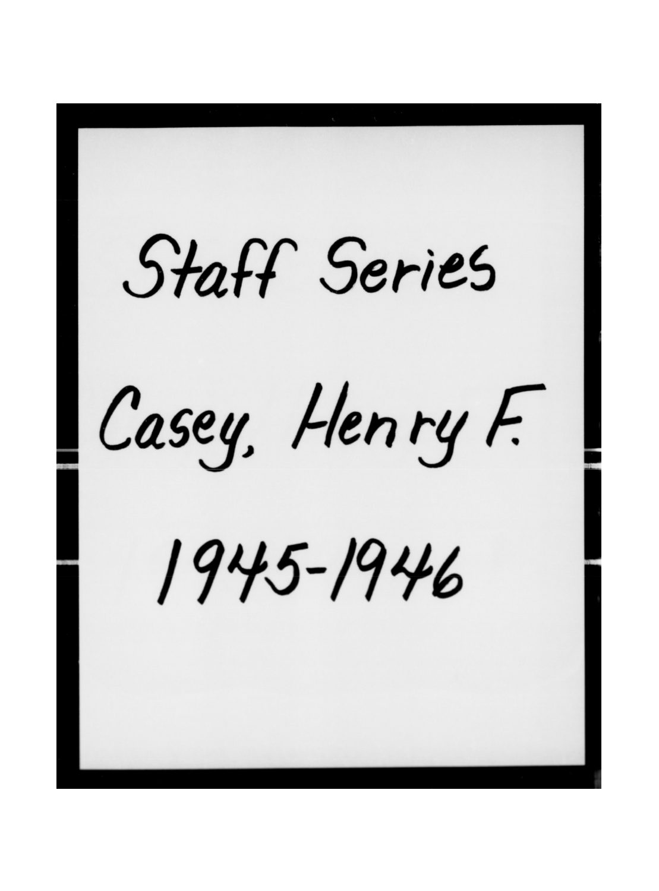Staff Series

Casey, Henry F.

1945-1946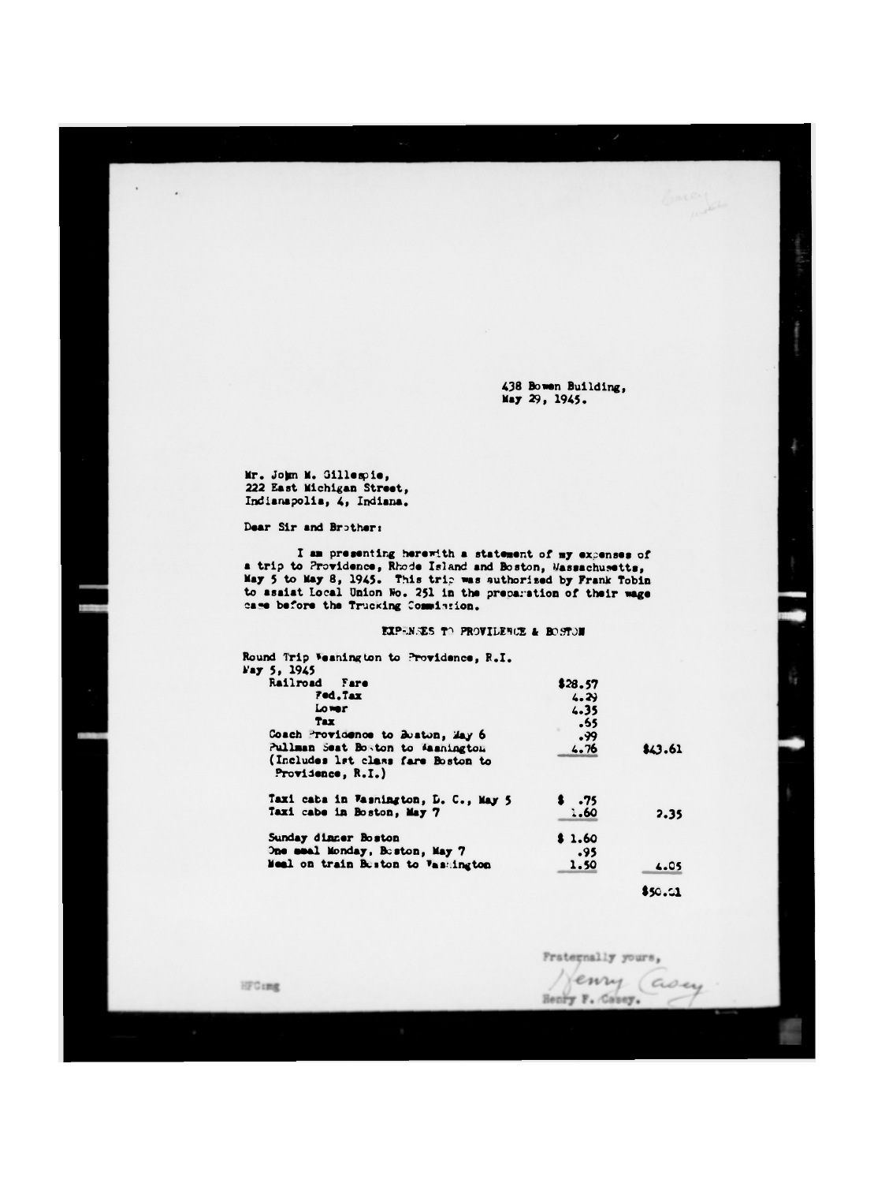438 Bowen Building,
May 29, 1945.

Mr. John M. Gillespie,
222 East Michigan Street,
Indianapolis, 4, Indiana.

Dear Sir and Brother:

I am presenting herewith a statement of my expenses of a trip to Providence, Rhode Island and Boston, Massachusetts, May 5 to May 8, 1945. This trip was authorized by Frank Tobin to assist Local Union No. 251 in the preparation of their wage case before the Trucking Commission.

EXPENSES TO PROVIDENCE & BOSTON

| | | |
|---|---|---|
| Round Trip Washington to Providence, R.I. May 5, 1945 | | |
| Railroad Fare | $28.57 | |
| Fed. Tax | 4.29 | |
| Lower | 4.35 | |
| Tax | .65 | |
| Coach Providence to Boston, May 6 | .99 | |
| Pullman Seat Boston to Washington (Includes 1st class fare Boston to Providence, R.I.) | 4.76 | $43.61 |
| | | |
| Taxi cabs in Washington, D. C., May 5 | $ .75 | |
| Taxi cabs in Boston, May 7 | 1.60 | 2.35 |
| | | |
| Sunday dinner Boston | $ 1.60 | |
| One meal Monday, Boston, May 7 | .95 | |
| Meal on train Boston to Washington | 1.50 | 4.05 |
| | | $50.01 |

Fraternally yours,

Henry Casey
Henry F. Casey.

HFC:mg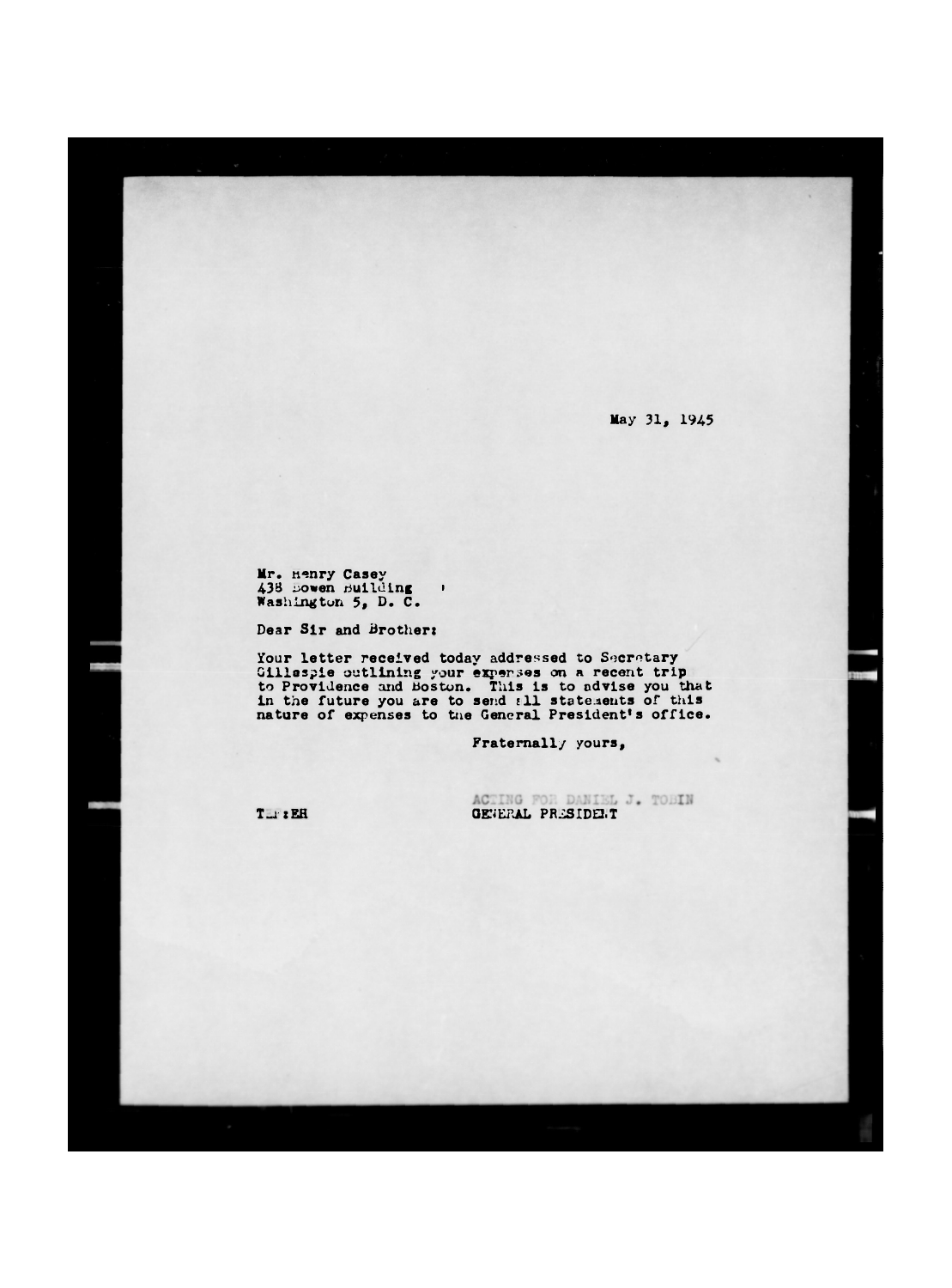May 31, 1945

Mr. Henry Casey
438 Bowen Building
Washington 5, D. C.

Dear Sir and Brother:

Your letter received today addressed to Secretary Gillespie outlining your expenses on a recent trip to Providence and Boston. This is to advise you that in the future you are to send all statements of this nature of expenses to the General President's office.

Fraternally yours,

ACTING FOR DANIEL J. TOBIN
GENERAL PRESIDENT

T:EH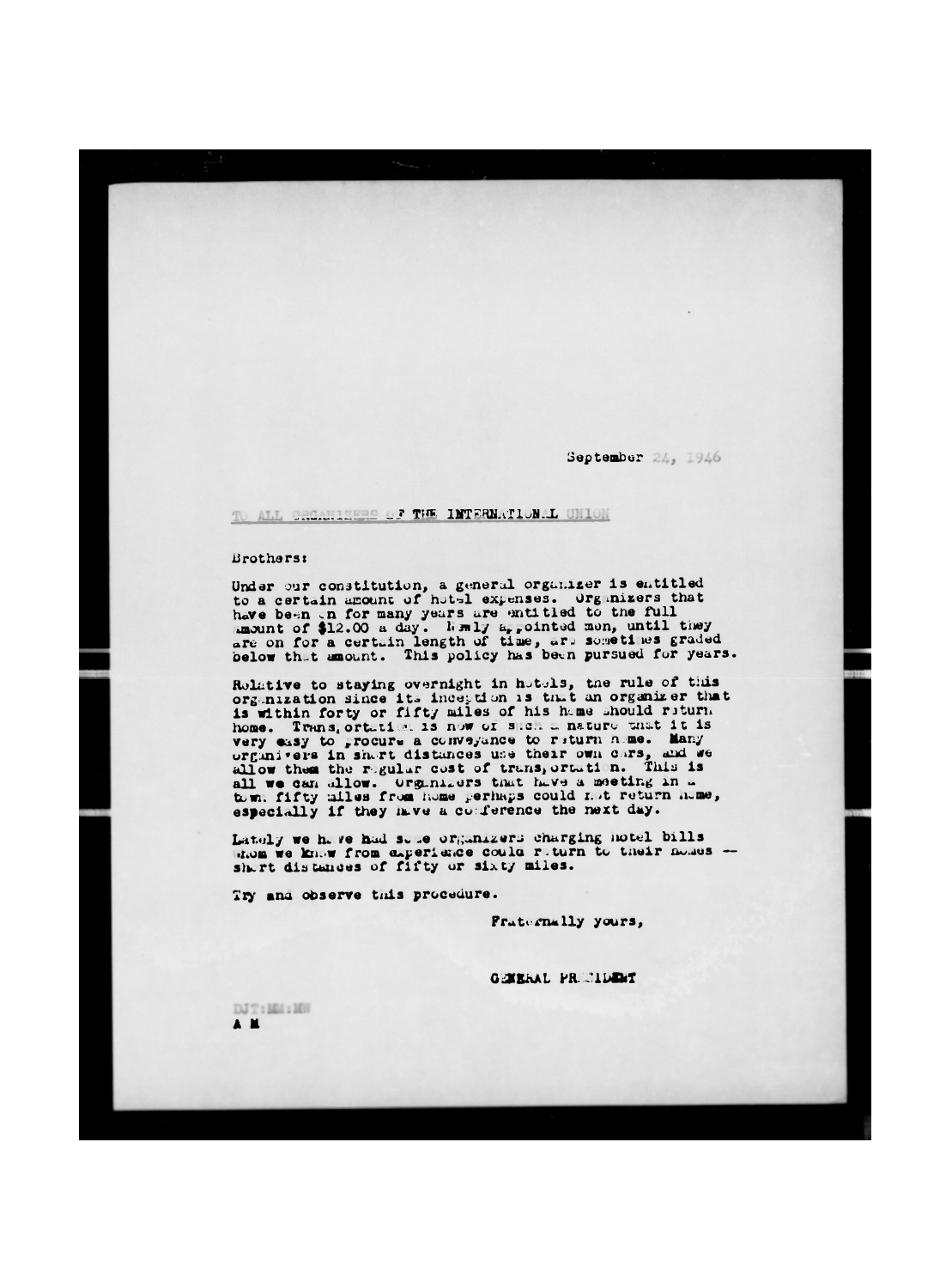September 24, 1946

TO ALL ORGANIZERS OF THE INTERNATIONAL UNION

Brothers:

Under our constitution, a general organizer is entitled to a certain amount of hotel expenses. Organizers that have been on for many years are entitled to the full amount of $12.00 a day. Newly appointed men, until they are on for a certain length of time, are sometimes graded below that amount. This policy has been pursued for years.

Relative to staying overnight in hotels, the rule of this organization since its inception is that an organizer that is within forty or fifty miles of his home should return home. Transportation is now of such a nature that it is very easy to procure a conveyance to return home. Many organizers in short distances use their own cars, and we allow them the regular cost of transportation. This is all we can allow. Organizers that have a meeting in a town fifty miles from home perhaps could not return home, especially if they have a conference the next day.

Lately we have had some organizers charging hotel bills whom we know from experience could return to their homes -- short distances of fifty or sixty miles.

Try and observe this procedure.

Fraternally yours,

GENERAL PRESIDENT

DJT:MM:MW
A M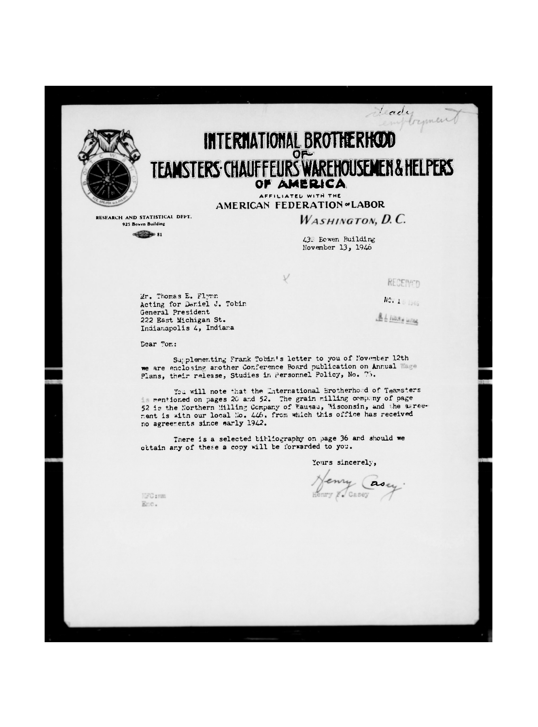Trade employment

# INTERNATIONAL BROTHERHOOD OF TEAMSTERS·CHAUFFEURS·WAREHOUSEMEN & HELPERS OF AMERICA

AFFILIATED WITH THE AMERICAN FEDERATION OF LABOR

*WASHINGTON, D. C.*

RESEARCH AND STATISTICAL DEPT.
925 Bowen Building

43_ Bowen Building
November 13, 1946

RECEIVED
NOV 1_ 1946
D. J. TOBIN'S OFFICE

Mr. Thomas E. Flynn
Acting for Daniel J. Tobin
General President
222 East Michigan St.
Indianapolis 4, Indiana

Dear Tom:

Supplementing Frank Tobin's letter to you of November 12th we are enclosing another Conference Board publication on Annual Wage Plans, their release, Studies in Personnel Policy, No. 76.

You will note that the International Brotherhood of Teamsters is mentioned on pages 20 and 52. The grain milling company of page 52 is the Northern Milling Company of Wausau, Wisconsin, and the agreement is with our local No. 446, from which this office has received no agreements since early 1942.

There is a selected bibliography on page 36 and should we obtain any of these a copy will be forwarded to you.

Yours sincerely,

Henry Casey
Henry F. Casey

HFC:mm
Enc.